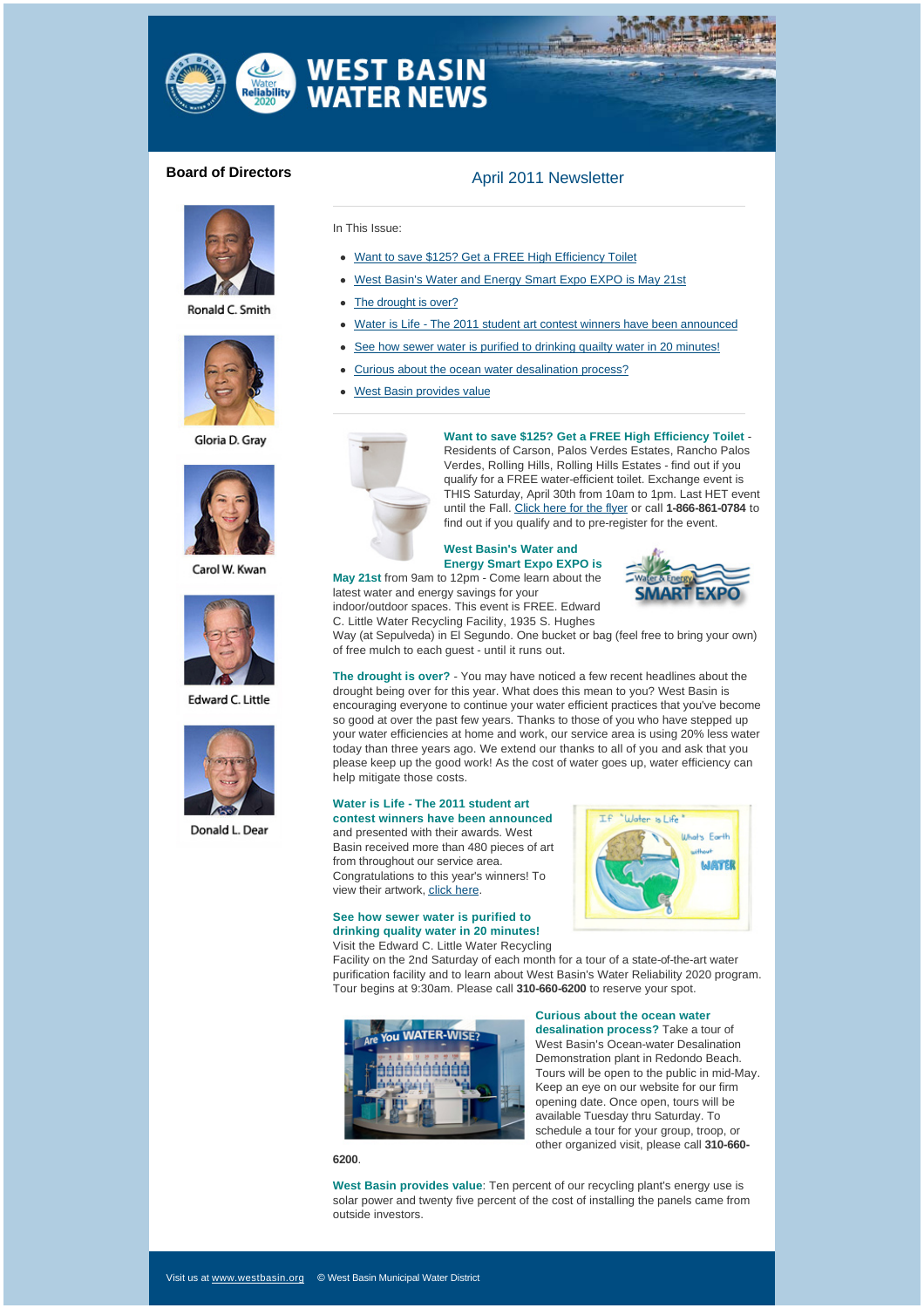# WEST BASIN WATER NEWS

## Board of Directors

Ronald C. Smith

Gloria D. Gray

Carol W. Kwan

Edward C. Little

Donald L. Dear

## April 2011 Newsletter

In This Issue:

- Want to save $125? Get a FREE High Efficiency Toilet
- West Basin's Water and Energy Smart Expo EXPO is May 21st
- The drought is over?
- Water is Life - The 2011 student art contest winners have been announced
- See how sewer water is purified to drinking quilty water in 20 minutes!
- Curious about the ocean water desalination process?
- West Basin provides value

**Want to save $125? Get a FREE High Efficiency Toilet** - Residents of Carson, Palos Verdes Estates, Rancho Palos Verdes, Rolling Hills, Rolling Hills Estates - find out if you qualify for a FREE water-efficient toilet. Exchange event is THIS Saturday, April 30th from 10am to 1pm. Last HET event until the Fall. Click here for the flyer or call **1-866-861-0784** to find out if you qualify and to pre-register for the event.

**West Basin's Water and Energy Smart Expo EXPO is May 21st** from 9am to 12pm - Come learn about the latest water and energy savings for your indoor/outdoor spaces. This event is FREE. Edward C. Little Water Recycling Facility, 1935 S. Hughes Way (at Sepulveda) in El Segundo. One bucket or bag (feel free to bring your own) of free mulch to each guest - until it runs out.

**The drought is over?** - You may have noticed a few recent headlines about the drought being over for this year. What does this mean to you? West Basin is encouraging everyone to continue your water efficient practices that you've become so good at over the past few years. Thanks to those of you who have stepped up your water efficiencies at home and work, our service area is using 20% less water today than three years ago. We extend our thanks to all of you and ask that you please keep up the good work! As the cost of water goes up, water efficiency can help mitigate those costs.

**Water is Life - The 2011 student art contest winners have been announced** and presented with their awards. West Basin received more than 480 pieces of art from throughout our service area. Congratulations to this year's winners! To view their artwork, click here.

**See how sewer water is purified to drinking quality water in 20 minutes!** Visit the Edward C. Little Water Recycling Facility on the 2nd Saturday of each month for a tour of a state-of-the-art water purification facility and to learn about West Basin's Water Reliability 2020 program. Tour begins at 9:30am. Please call **310-660-6200** to reserve your spot.

**Curious about the ocean water desalination process?** Take a tour of West Basin's Ocean-water Desalination Demonstration plant in Redondo Beach. Tours will be open to the public in mid-May. Keep an eye on our website for our firm opening date. Once open, tours will be available Tuesday thru Saturday. To schedule a tour for your group, troop, or other organized visit, please call **310-660-6200**.

**West Basin provides value**: Ten percent of our recycling plant's energy use is solar power and twenty five percent of the cost of installing the panels came from outside investors.

Visit us at www.westbasin.org © West Basin Municipal Water District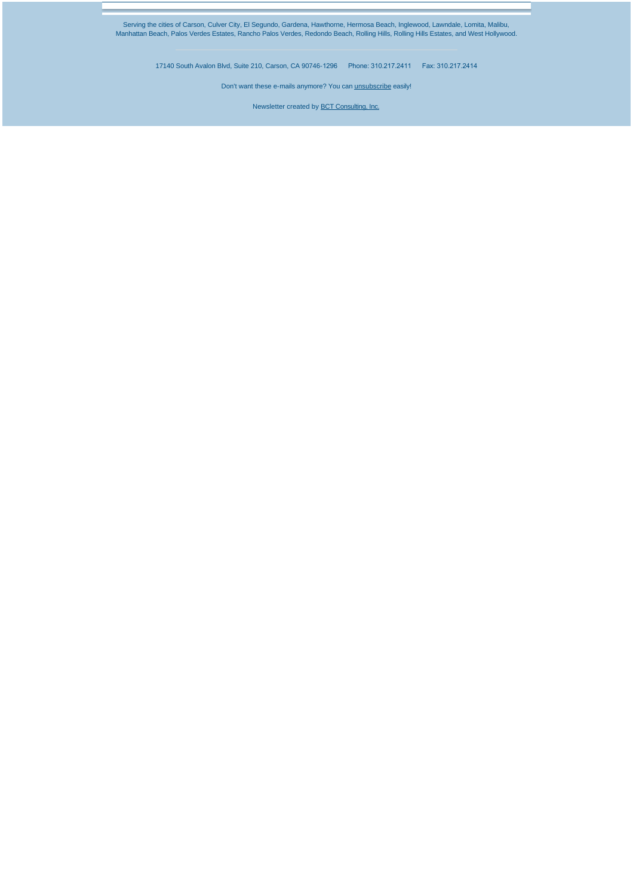Serving the cities of Carson, Culver City, El Segundo, Gardena, Hawthorne, Hermosa Beach, Inglewood, Lawndale, Lomita, Malibu, Manhattan Beach, Palos Verdes Estates, Rancho Palos Verdes, Redondo Beach, Rolling Hills, Rolling Hills Estates, and West Hollywood.

---

17140 South Avalon Blvd, Suite 210, Carson, CA 90746-1296    Phone: 310.217.2411    Fax: 310.217.2414

Don't want these e-mails anymore? You can unsubscribe easily!

Newsletter created by BCT Consulting, Inc.